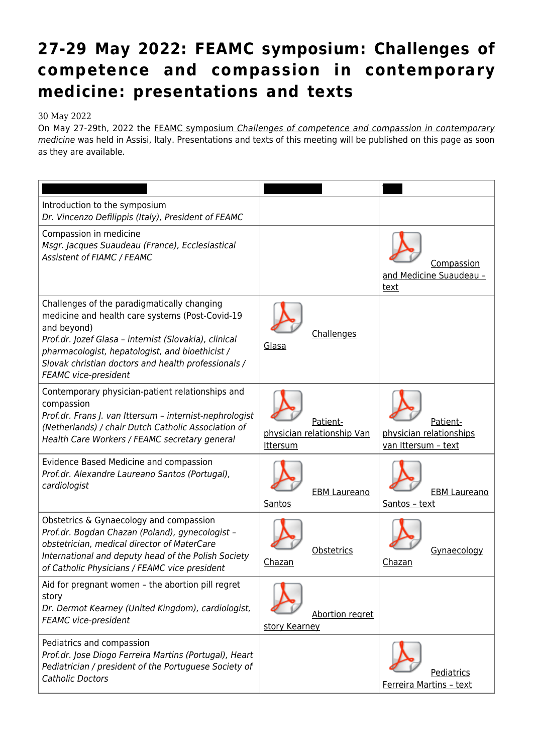# 27-29 May 2022: FEAMC symposium: Challenges of competence and compassion in contemporary medicine: presentations and texts

30 May 2022

On May 27-29th, 2022 the FEAMC symposium *Challenges of competence and compassion in contemporary medicine* was held in Assisi, Italy. Presentations and texts of this meeting will be published on this page as soon as they are available.

| | | |
|---|---|---|
| Introduction to the symposium<br>*Dr. Vincenzo Defilippis (Italy), President of FEAMC* | | |
| Compassion in medicine<br>*Msgr. Jacques Suaudeau (France), Ecclesiastical Assistent of FIAMC / FEAMC* | | Compassion and Medicine Suaudeau – text |
| Challenges of the paradigmatically changing medicine and health care systems (Post-Covid-19 and beyond)<br>*Prof.dr. Jozef Glasa – internist (Slovakia), clinical pharmacologist, hepatologist, and bioethicist / Slovak christian doctors and health professionals / FEAMC vice-president* | Challenges Glasa | |
| Contemporary physician-patient relationships and compassion<br>*Prof.dr. Frans J. van Ittersum – internist-nephrologist (Netherlands) / chair Dutch Catholic Association of Health Care Workers / FEAMC secretary general* | Patient-physician relationship Van Ittersum | Patient-physician relationships van Ittersum – text |
| Evidence Based Medicine and compassion<br>*Prof.dr. Alexandre Laureano Santos (Portugal), cardiologist* | EBM Laureano Santos | EBM Laureano Santos – text |
| Obstetrics & Gynaecology and compassion<br>*Prof.dr. Bogdan Chazan (Poland), gynecologist – obstetrician, medical director of MaterCare International and deputy head of the Polish Society of Catholic Physicians / FEAMC vice president* | Obstetrics Chazan | Gynaecology Chazan |
| Aid for pregnant women – the abortion pill regret story<br>*Dr. Dermot Kearney (United Kingdom), cardiologist, FEAMC vice-president* | Abortion regret story Kearney | |
| Pediatrics and compassion<br>*Prof.dr. Jose Diogo Ferreira Martins (Portugal), Heart Pediatrician / president of the Portuguese Society of Catholic Doctors* | | Pediatrics Ferreira Martins – text |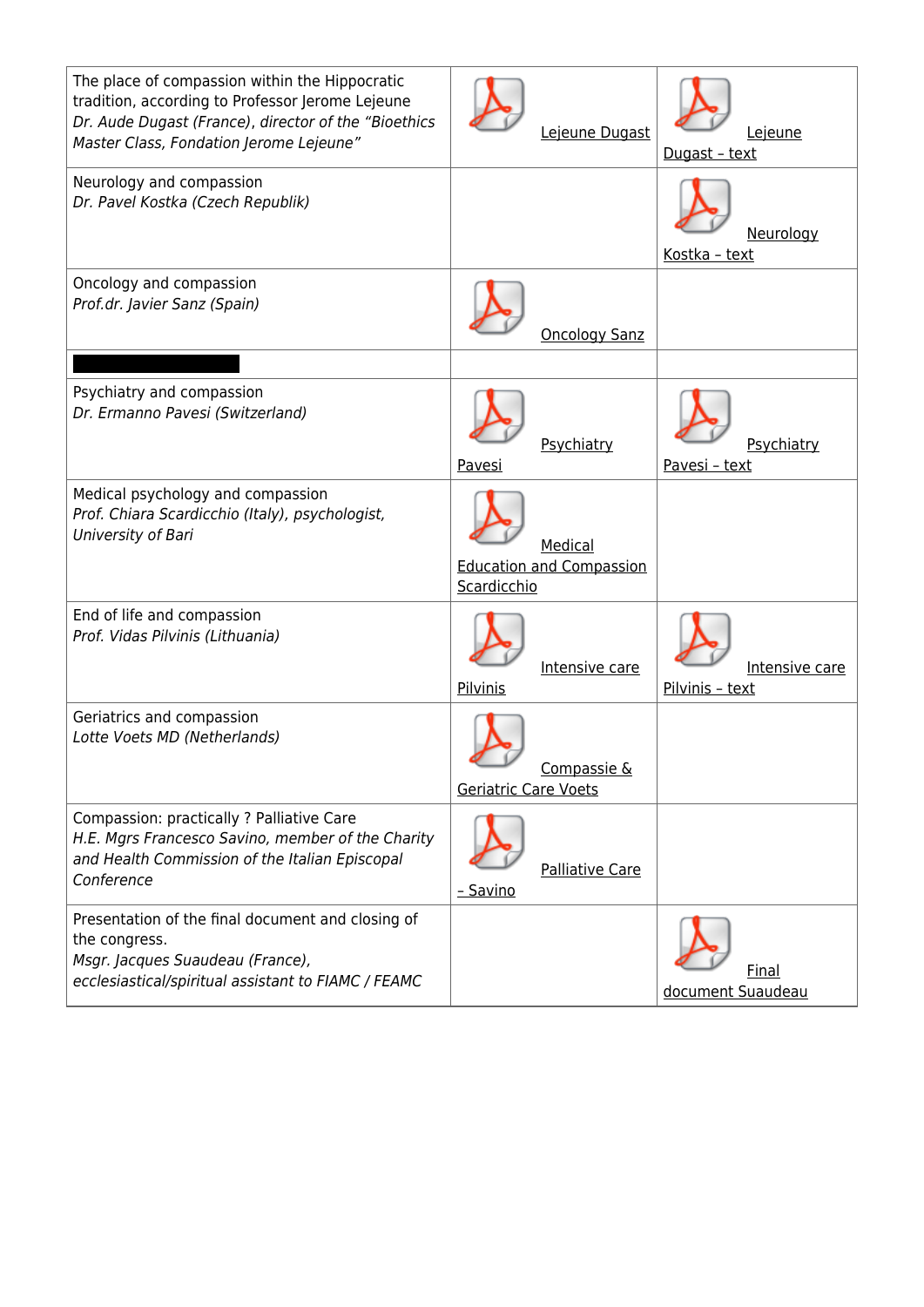| | | |
|---|---|---|
| The place of compassion within the Hippocratic tradition, according to Professor Jerome Lejeune<br>*Dr. Aude Dugast (France), director of the "Bioethics Master Class, Fondation Jerome Lejeune"* | Lejeune Dugast | Lejeune Dugast – text |
| Neurology and compassion<br>*Dr. Pavel Kostka (Czech Republik)* | | Neurology Kostka – text |
| Oncology and compassion<br>*Prof.dr. Javier Sanz (Spain)* | Oncology Sanz | |
| | | |
| Psychiatry and compassion<br>*Dr. Ermanno Pavesi (Switzerland)* | Psychiatry Pavesi | Psychiatry Pavesi – text |
| Medical psychology and compassion<br>*Prof. Chiara Scardicchio (Italy), psychologist, University of Bari* | Medical Education and Compassion Scardicchio | |
| End of life and compassion<br>*Prof. Vidas Pilvinis (Lithuania)* | Intensive care Pilvinis | Intensive care Pilvinis – text |
| Geriatrics and compassion<br>*Lotte Voets MD (Netherlands)* | Compassie & Geriatric Care Voets | |
| Compassion: practically ? Palliative Care<br>*H.E. Mgrs Francesco Savino, member of the Charity and Health Commission of the Italian Episcopal Conference* | Palliative Care – Savino | |
| Presentation of the final document and closing of the congress.<br>*Msgr. Jacques Suaudeau (France), ecclesiastical/spiritual assistant to FIAMC / FEAMC* | | Final document Suaudeau |